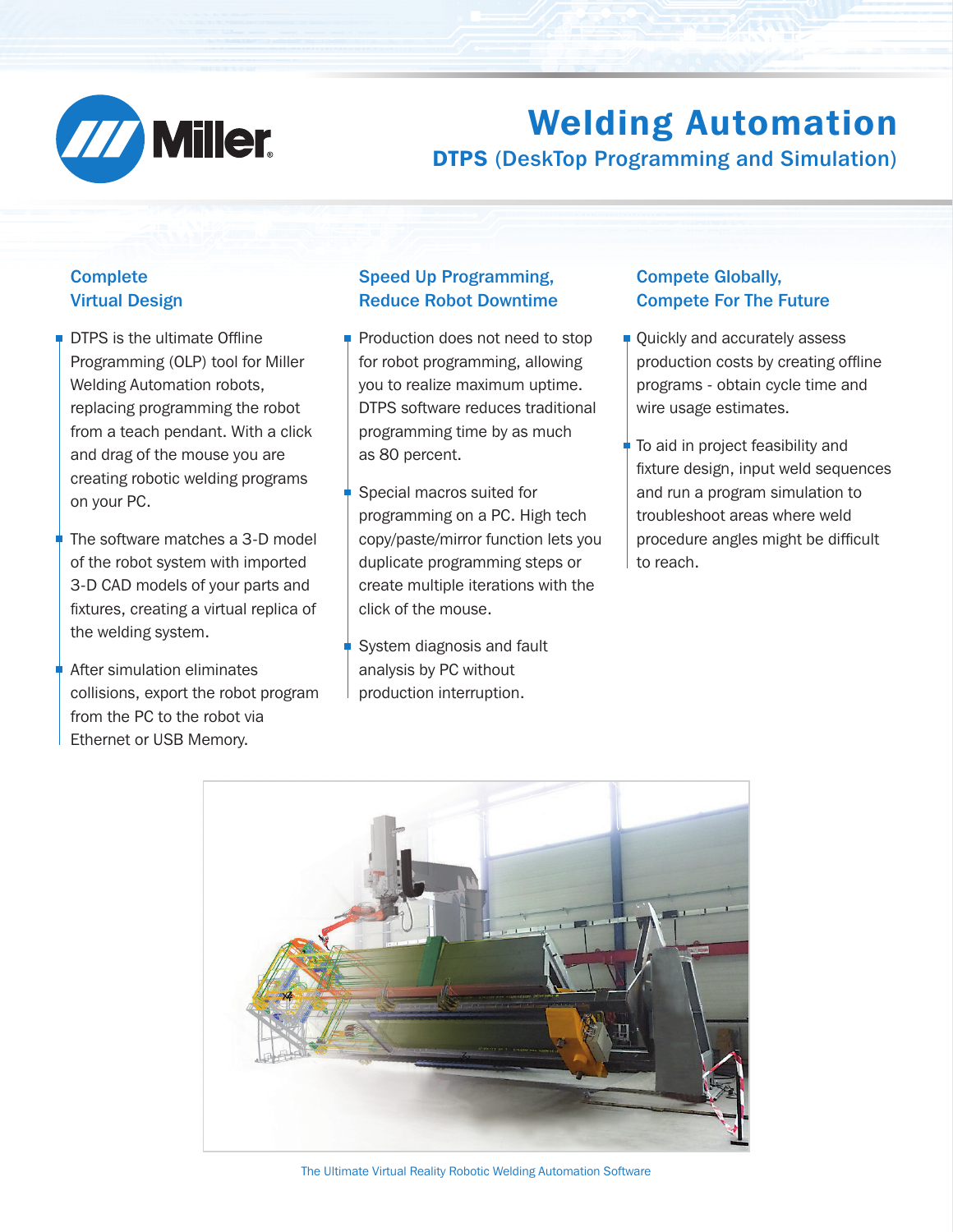# Welding Automation

## DTPS (DeskTop Programming and Simulation)

### Complete Virtual Design

- DTPS is the ultimate Offline Programming (OLP) tool for Miller Welding Automation robots, replacing programming the robot from a teach pendant. With a click and drag of the mouse you are creating robotic welding programs on your PC.
- The software matches a 3-D model of the robot system with imported 3-D CAD models of your parts and fixtures, creating a virtual replica of the welding system.
- After simulation eliminates collisions, export the robot program from the PC to the robot via Ethernet or USB Memory.

### Speed Up Programming, Reduce Robot Downtime

- Production does not need to stop for robot programming, allowing you to realize maximum uptime. DTPS software reduces traditional programming time by as much as 80 percent.
- Special macros suited for programming on a PC. High tech copy/paste/mirror function lets you duplicate programming steps or create multiple iterations with the click of the mouse.
- System diagnosis and fault analysis by PC without production interruption.

### Compete Globally, Compete For The Future

- Quickly and accurately assess production costs by creating offline programs - obtain cycle time and wire usage estimates.
- To aid in project feasibility and fixture design, input weld sequences and run a program simulation to troubleshoot areas where weld procedure angles might be difficult to reach.

The Ultimate Virtual Reality Robotic Welding Automation Software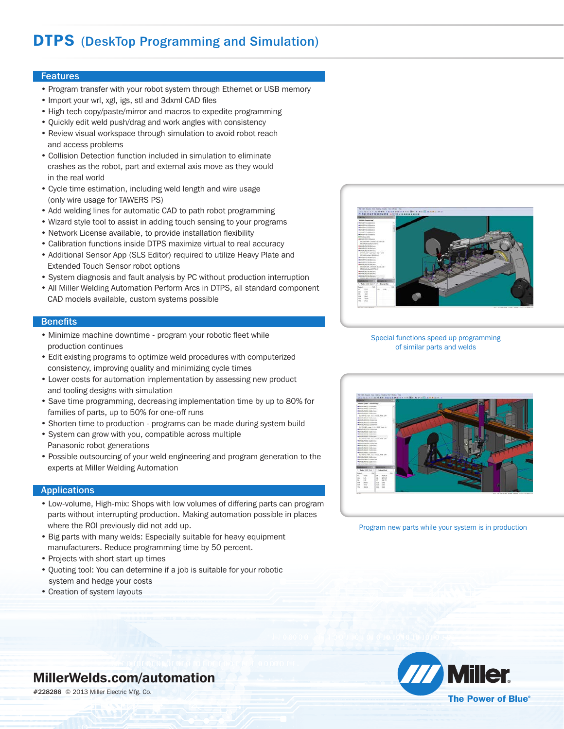# DTPS (DeskTop Programming and Simulation)

## Features

- Program transfer with your robot system through Ethernet or USB memory
- Import your wrl, xgl, igs, stl and 3dxml CAD files
- High tech copy/paste/mirror and macros to expedite programming
- Quickly edit weld push/drag and work angles with consistency
- Review visual workspace through simulation to avoid robot reach and access problems
- Collision Detection function included in simulation to eliminate crashes as the robot, part and external axis move as they would in the real world
- Cycle time estimation, including weld length and wire usage (only wire usage for TAWERS PS)
- Add welding lines for automatic CAD to path robot programming
- Wizard style tool to assist in adding touch sensing to your programs
- Network License available, to provide installation flexibility
- Calibration functions inside DTPS maximize virtual to real accuracy
- Additional Sensor App (SLS Editor) required to utilize Heavy Plate and Extended Touch Sensor robot options
- System diagnosis and fault analysis by PC without production interruption
- All Miller Welding Automation Perform Arcs in DTPS, all standard component CAD models available, custom systems possible

## Benefits

- Minimize machine downtime - program your robotic fleet while production continues
- Edit existing programs to optimize weld procedures with computerized consistency, improving quality and minimizing cycle times
- Lower costs for automation implementation by assessing new product and tooling designs with simulation
- Save time programming, decreasing implementation time by up to 80% for families of parts, up to 50% for one-off runs
- Shorten time to production - programs can be made during system build
- System can grow with you, compatible across multiple Panasonic robot generations
- Possible outsourcing of your weld engineering and program generation to the experts at Miller Welding Automation

## Applications

- Low-volume, High-mix: Shops with low volumes of differing parts can program parts without interrupting production. Making automation possible in places where the ROI previously did not add up.
- Big parts with many welds: Especially suitable for heavy equipment manufacturers. Reduce programming time by 50 percent.
- Projects with short start up times
- Quoting tool: You can determine if a job is suitable for your robotic system and hedge your costs
- Creation of system layouts

Special functions speed up programming of similar parts and welds

Program new parts while your system is in production

**MillerWelds.com/automation**

#228286 © 2013 Miller Electric Mfg. Co.

Miller

The Power of Blue®